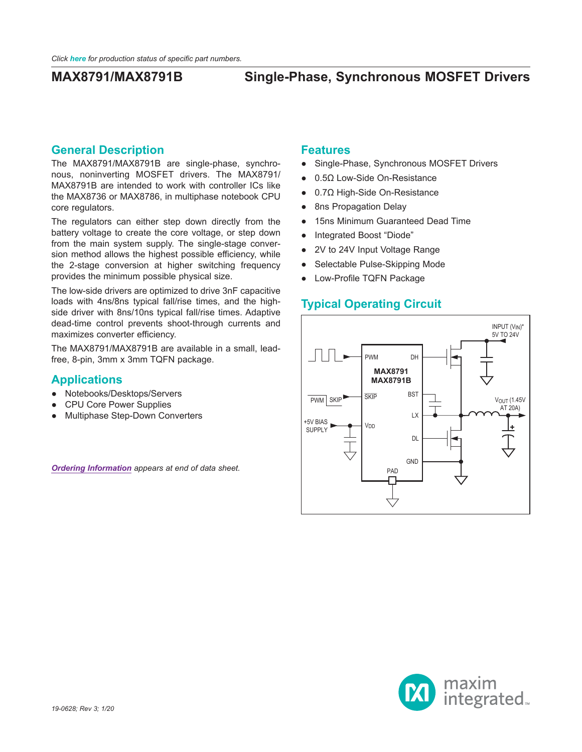Click **here** for production status of specific part numbers.

# MAX8791/MAX8791B Single-Phase, Synchronous MOSFET Drivers

## General Description

The MAX8791/MAX8791B are single-phase, synchronous, noninverting MOSFET drivers. The MAX8791/MAX8791B are intended to work with controller ICs like the MAX8736 or MAX8786, in multiphase notebook CPU core regulators.

The regulators can either step down directly from the battery voltage to create the core voltage, or step down from the main system supply. The single-stage conversion method allows the highest possible efficiency, while the 2-stage conversion at higher switching frequency provides the minimum possible physical size.

The low-side drivers are optimized to drive 3nF capacitive loads with 4ns/8ns typical fall/rise times, and the high-side driver with 8ns/10ns typical fall/rise times. Adaptive dead-time control prevents shoot-through currents and maximizes converter efficiency.

The MAX8791/MAX8791B are available in a small, lead-free, 8-pin, 3mm x 3mm TQFN package.

## Applications

- Notebooks/Desktops/Servers
- CPU Core Power Supplies
- Multiphase Step-Down Converters

*Ordering Information appears at end of data sheet.*

## Features

- Single-Phase, Synchronous MOSFET Drivers
- 0.5Ω Low-Side On-Resistance
- 0.7Ω High-Side On-Resistance
- 8ns Propagation Delay
- 15ns Minimum Guaranteed Dead Time
- Integrated Boost "Diode"
- 2V to 24V Input Voltage Range
- Selectable Pulse-Skipping Mode
- Low-Profile TQFN Package

## Typical Operating Circuit

MAX8791 MAX8791B — PWM, DH, SKIP, BST, LX, VDD, DL, GND, PAD

INPUT ($V_{IN}$)* 5V TO 24V

$V_{OUT}$ (1.45V AT 20A)

PWM | SKIP

+5V BIAS SUPPLY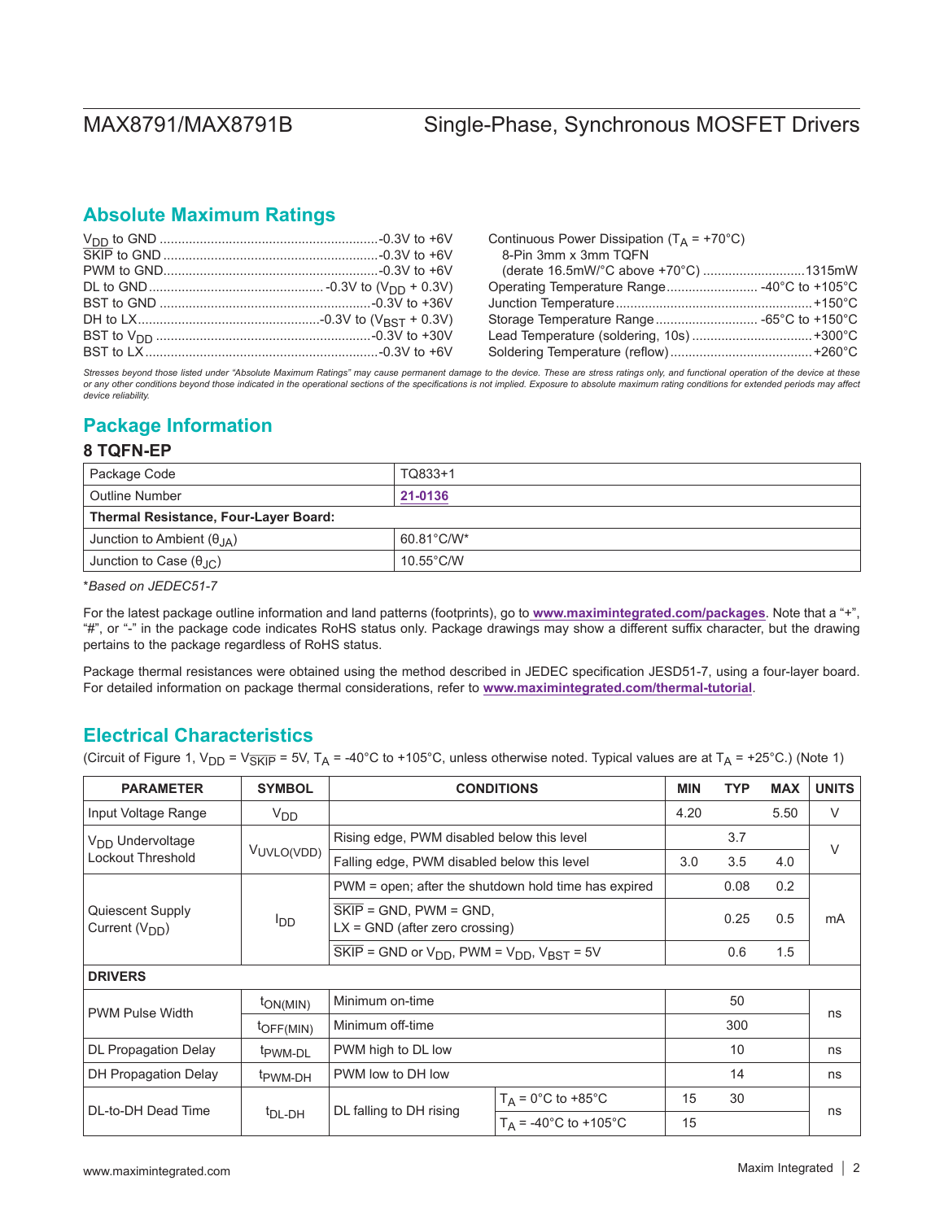## Absolute Maximum Ratings

$V_{DD}$ to GND ..........................................................-0.3V to +6V
$\overline{SKIP}$ to GND ..........................................................-0.3V to +6V
PWM to GND..........................................................-0.3V to +6V
DL to GND ............................................... -0.3V to ($V_{DD}$ + 0.3V)
BST to GND .........................................................-0.3V to +36V
DH to LX.................................................-0.3V to ($V_{BST}$ + 0.3V)
BST to $V_{DD}$ .........................................................-0.3V to +30V
BST to LX ..............................................................-0.3V to +6V

Continuous Power Dissipation ($T_A$ = +70°C)
  8-Pin 3mm x 3mm TQFN
  (derate 16.5mW/°C above +70°C) ...........................1315mW
Operating Temperature Range......................... -40°C to +105°C
Junction Temperature.....................................................+150°C
Storage Temperature Range........................... -65°C to +150°C
Lead Temperature (soldering, 10s) ................................+300°C
Soldering Temperature (reflow).......................................+260°C

*Stresses beyond those listed under "Absolute Maximum Ratings" may cause permanent damage to the device. These are stress ratings only, and functional operation of the device at these or any other conditions beyond those indicated in the operational sections of the specifications is not implied. Exposure to absolute maximum rating conditions for extended periods may affect device reliability.*

## Package Information

### 8 TQFN-EP

| Package Code | TQ833+1 |
|---|---|
| Outline Number | 21-0136 |
| **Thermal Resistance, Four-Layer Board:** | |
| Junction to Ambient ($\theta_{JA}$) | 60.81°C/W* |
| Junction to Case ($\theta_{JC}$) | 10.55°C/W |

*\*Based on JEDEC51-7*

For the latest package outline information and land patterns (footprints), go to www.maximintegrated.com/packages. Note that a "+", "#", or "-" in the package code indicates RoHS status only. Package drawings may show a different suffix character, but the drawing pertains to the package regardless of RoHS status.

Package thermal resistances were obtained using the method described in JEDEC specification JESD51-7, using a four-layer board. For detailed information on package thermal considerations, refer to www.maximintegrated.com/thermal-tutorial.

## Electrical Characteristics

(Circuit of Figure 1, $V_{DD}$ = $V_{\overline{SKIP}}$ = 5V, $T_A$ = -40°C to +105°C, unless otherwise noted. Typical values are at $T_A$ = +25°C.) (Note 1)

| PARAMETER | SYMBOL | CONDITIONS | | MIN | TYP | MAX | UNITS |
|---|---|---|---|---|---|---|---|
| Input Voltage Range | $V_{DD}$ | | | 4.20 | | 5.50 | V |
| $V_{DD}$ Undervoltage Lockout Threshold | $V_{UVLO(VDD)}$ | Rising edge, PWM disabled below this level | | | 3.7 | | V |
| | | Falling edge, PWM disabled below this level | | 3.0 | 3.5 | 4.0 | |
| Quiescent Supply Current ($V_{DD}$) | $I_{DD}$ | PWM = open; after the shutdown hold time has expired | | | 0.08 | 0.2 | mA |
| | | $\overline{SKIP}$ = GND, PWM = GND, LX = GND (after zero crossing) | | | 0.25 | 0.5 | |
| | | $\overline{SKIP}$ = GND or $V_{DD}$, PWM = $V_{DD}$, $V_{BST}$ = 5V | | | 0.6 | 1.5 | |
| **DRIVERS** | | | | | | | |
| PWM Pulse Width | $t_{ON(MIN)}$ | Minimum on-time | | | 50 | | ns |
| | $t_{OFF(MIN)}$ | Minimum off-time | | | 300 | | |
| DL Propagation Delay | $t_{PWM\text{-}DL}$ | PWM high to DL low | | | 10 | | ns |
| DH Propagation Delay | $t_{PWM\text{-}DH}$ | PWM low to DH low | | | 14 | | ns |
| DL-to-DH Dead Time | $t_{DL\text{-}DH}$ | DL falling to DH rising | $T_A$ = 0°C to +85°C | 15 | 30 | | ns |
| | | | $T_A$ = -40°C to +105°C | 15 | | | |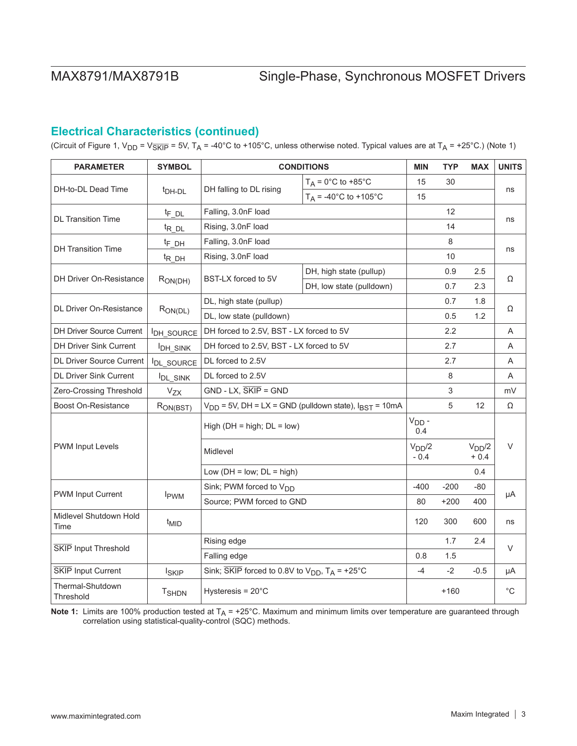## Electrical Characteristics (continued)

(Circuit of Figure 1, $V_{DD}$ = $V_{\overline{SKIP}}$ = 5V, $T_A$ = -40°C to +105°C, unless otherwise noted. Typical values are at $T_A$ = +25°C.) (Note 1)

| PARAMETER | SYMBOL | CONDITIONS | | MIN | TYP | MAX | UNITS |
|---|---|---|---|---|---|---|---|
| DH-to-DL Dead Time | $t_{DH\text{-}DL}$ | DH falling to DL rising | $T_A$ = 0°C to +85°C | 15 | 30 | | ns |
| | | | $T_A$ = -40°C to +105°C | 15 | | | |
| DL Transition Time | $t_{F\_DL}$ | Falling, 3.0nF load | | | 12 | | ns |
| | $t_{R\_DL}$ | Rising, 3.0nF load | | | 14 | | |
| DH Transition Time | $t_{F\_DH}$ | Falling, 3.0nF load | | | 8 | | ns |
| | $t_{R\_DH}$ | Rising, 3.0nF load | | | 10 | | |
| DH Driver On-Resistance | $R_{ON(DH)}$ | BST-LX forced to 5V | DH, high state (pullup) | | 0.9 | 2.5 | Ω |
| | | | DH, low state (pulldown) | | 0.7 | 2.3 | |
| DL Driver On-Resistance | $R_{ON(DL)}$ | DL, high state (pullup) | | | 0.7 | 1.8 | Ω |
| | | DL, low state (pulldown) | | | 0.5 | 1.2 | |
| DH Driver Source Current | $I_{DH\_SOURCE}$ | DH forced to 2.5V, BST - LX forced to 5V | | | 2.2 | | A |
| DH Driver Sink Current | $I_{DH\_SINK}$ | DH forced to 2.5V, BST - LX forced to 5V | | | 2.7 | | A |
| DL Driver Source Current | $I_{DL\_SOURCE}$ | DL forced to 2.5V | | | 2.7 | | A |
| DL Driver Sink Current | $I_{DL\_SINK}$ | DL forced to 2.5V | | | 8 | | A |
| Zero-Crossing Threshold | $V_{ZX}$ | GND - LX, $\overline{SKIP}$ = GND | | | 3 | | mV |
| Boost On-Resistance | $R_{ON(BST)}$ | $V_{DD}$ = 5V, DH = LX = GND (pulldown state), $I_{BST}$ = 10mA | | | 5 | 12 | Ω |
| PWM Input Levels | | High (DH = high; DL = low) | | $V_{DD}$ - 0.4 | | | V |
| | | Midlevel | | $V_{DD}$/2 - 0.4 | | $V_{DD}$/2 + 0.4 | |
| | | Low (DH = low; DL = high) | | | | 0.4 | |
| PWM Input Current | $I_{PWM}$ | Sink; PWM forced to $V_{DD}$ | | -400 | -200 | -80 | µA |
| | | Source; PWM forced to GND | | 80 | +200 | 400 | |
| Midlevel Shutdown Hold Time | $t_{MID}$ | | | 120 | 300 | 600 | ns |
| $\overline{SKIP}$ Input Threshold | | Rising edge | | | 1.7 | 2.4 | V |
| | | Falling edge | | 0.8 | 1.5 | | |
| $\overline{SKIP}$ Input Current | $I_{SKIP}$ | Sink; $\overline{SKIP}$ forced to 0.8V to $V_{DD}$, $T_A$ = +25°C | | -4 | -2 | -0.5 | µA |
| Thermal-Shutdown Threshold | $T_{SHDN}$ | Hysteresis = 20°C | | | +160 | | °C |

**Note 1:** Limits are 100% production tested at $T_A$ = +25°C. Maximum and minimum limits over temperature are guaranteed through correlation using statistical-quality-control (SQC) methods.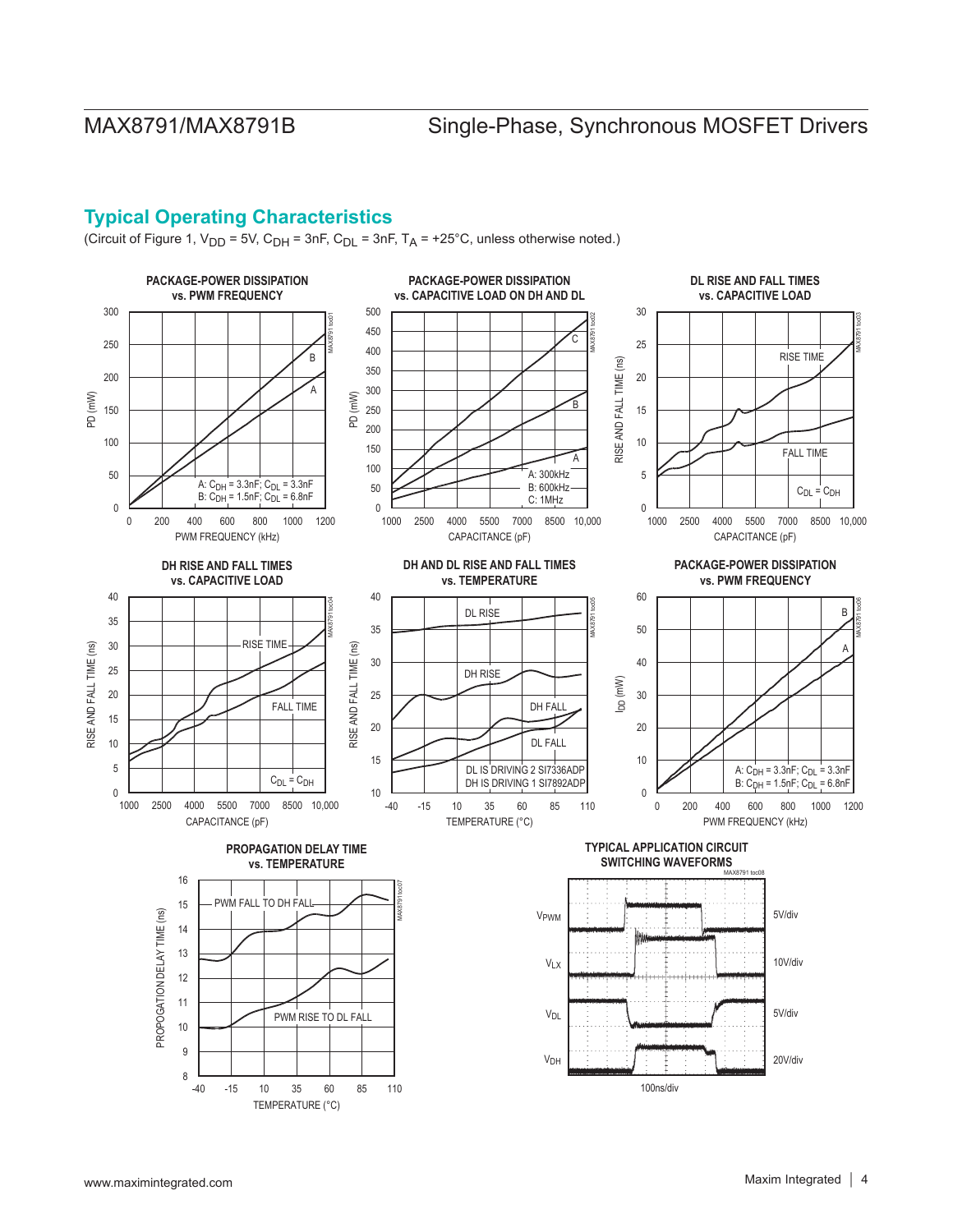## Typical Operating Characteristics

(Circuit of Figure 1, $V_{DD}$ = 5V, $C_{DH}$ = 3nF, $C_{DL}$ = 3nF, $T_A$ = +25°C, unless otherwise noted.)

**PACKAGE-POWER DISSIPATION vs. PWM FREQUENCY**

A: $C_{DH}$ = 3.3nF; $C_{DL}$ = 3.3nF
B: $C_{DH}$ = 1.5nF; $C_{DL}$ = 6.8nF

**PACKAGE-POWER DISSIPATION vs. CAPACITIVE LOAD ON DH AND DL**

A: 300kHz
B: 600kHz
C: 1MHz

**DL RISE AND FALL TIMES vs. CAPACITIVE LOAD**

$C_{DL}$ = $C_{DH}$

**DH RISE AND FALL TIMES vs. CAPACITIVE LOAD**

$C_{DL}$ = $C_{DH}$

**DH AND DL RISE AND FALL TIMES vs. TEMPERATURE**

DL IS DRIVING 2 SI7336ADP
DH IS DRIVING 1 SI7892ADP

**PACKAGE-POWER DISSIPATION vs. PWM FREQUENCY**

A: $C_{DH}$ = 3.3nF; $C_{DL}$ = 3.3nF
B: $C_{DH}$ = 1.5nF; $C_{DL}$ = 6.8nF

**PROPAGATION DELAY TIME vs. TEMPERATURE**

**TYPICAL APPLICATION CIRCUIT SWITCHING WAVEFORMS**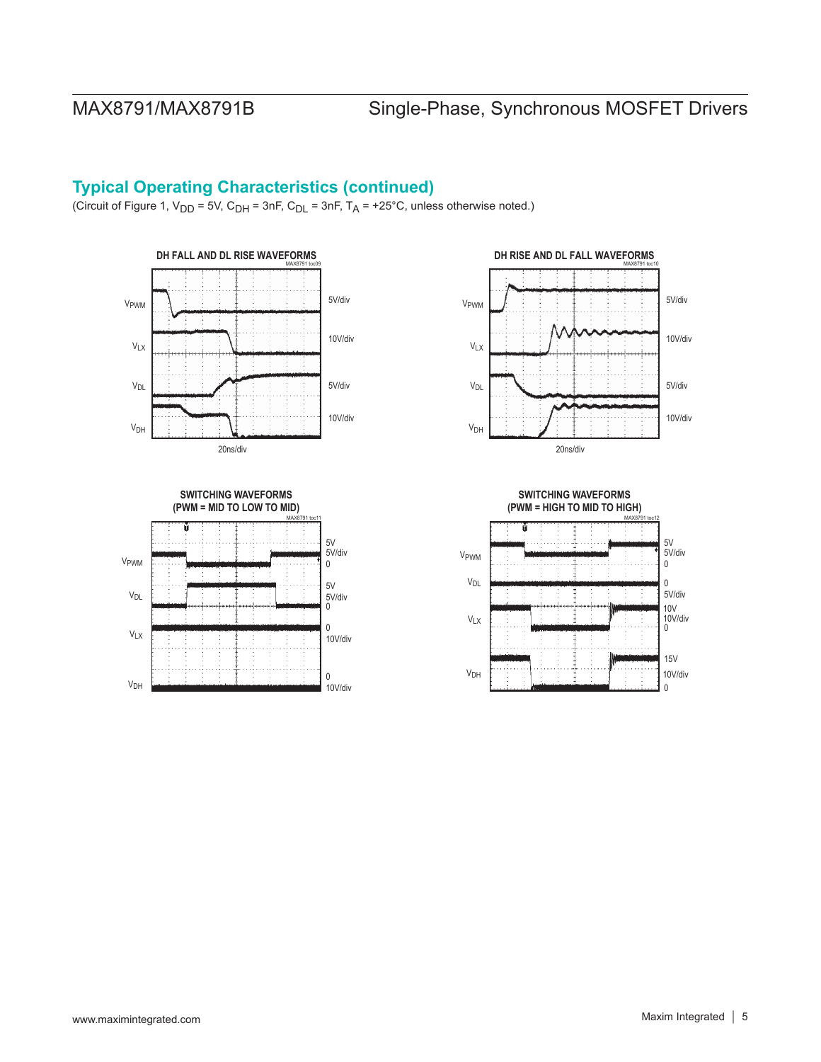## Typical Operating Characteristics (continued)

(Circuit of Figure 1, $V_{DD}$ = 5V, $C_{DH}$ = 3nF, $C_{DL}$ = 3nF, $T_A$ = +25°C, unless otherwise noted.)

**DH FALL AND DL RISE WAVEFORMS**

MAX8791 toc09

$V_{PWM}$ 5V/div

$V_{LX}$ 10V/div

$V_{DL}$ 5V/div

$V_{DH}$ 10V/div

20ns/div

**DH RISE AND DL FALL WAVEFORMS**

MAX8791 toc10

$V_{PWM}$ 5V/div

$V_{LX}$ 10V/div

$V_{DL}$ 5V/div

$V_{DH}$ 10V/div

20ns/div

**SWITCHING WAVEFORMS (PWM = MID TO LOW TO MID)**

MAX8791 toc11

$V_{PWM}$ 5V 5V/div 0

$V_{DL}$ 5V 5V/div 0

$V_{LX}$ 0 10V/div

$V_{DH}$ 0 10V/div

**SWITCHING WAVEFORMS (PWM = HIGH TO MID TO HIGH)**

MAX8791 toc12

$V_{PWM}$ 5V 5V/div 0

$V_{DL}$ 0 5V/div

$V_{LX}$ 10V 10V/div 0

$V_{DH}$ 15V 10V/div 0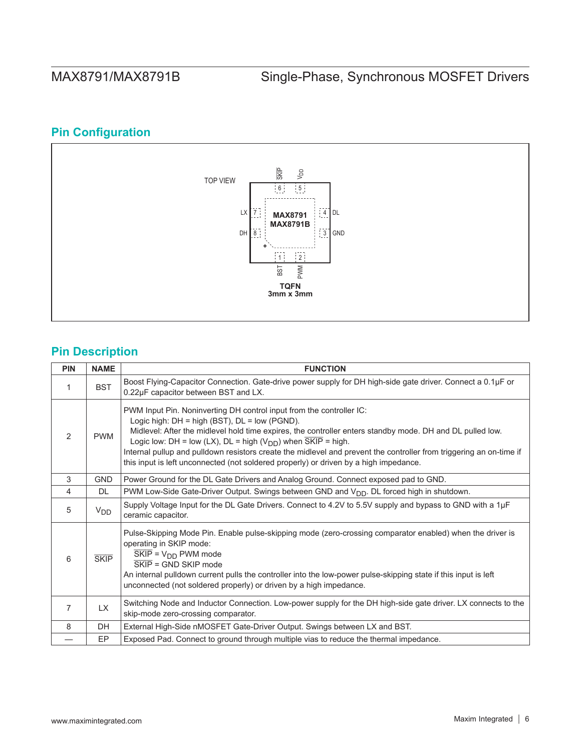## Pin Configuration

TOP VIEW

| | | | |
|---|---|---|---|
| | 6 $\overline{SKIP}$ | 5 $V_{DD}$ | |
| LX 7 | MAX8791 MAX8791B | | 4 DL |
| DH 8 | | | 3 GND |
| | 1 BST | 2 PWM | |

**TQFN**
**3mm x 3mm**

## Pin Description

| PIN | NAME | FUNCTION |
|---|---|---|
| 1 | BST | Boost Flying-Capacitor Connection. Gate-drive power supply for DH high-side gate driver. Connect a 0.1µF or 0.22µF capacitor between BST and LX. |
| 2 | PWM | PWM Input Pin. Noninverting DH control input from the controller IC:<br>Logic high: DH = high (BST), DL = low (PGND).<br>Midlevel: After the midlevel hold time expires, the controller enters standby mode. DH and DL pulled low.<br>Logic low: DH = low (LX), DL = high ($V_{DD}$) when $\overline{SKIP}$ = high.<br>Internal pullup and pulldown resistors create the midlevel and prevent the controller from triggering an on-time if this input is left unconnected (not soldered properly) or driven by a high impedance. |
| 3 | GND | Power Ground for the DL Gate Drivers and Analog Ground. Connect exposed pad to GND. |
| 4 | DL | PWM Low-Side Gate-Driver Output. Swings between GND and $V_{DD}$. DL forced high in shutdown. |
| 5 | $V_{DD}$ | Supply Voltage Input for the DL Gate Drivers. Connect to 4.2V to 5.5V supply and bypass to GND with a 1µF ceramic capacitor. |
| 6 | $\overline{SKIP}$ | Pulse-Skipping Mode Pin. Enable pulse-skipping mode (zero-crossing comparator enabled) when the driver is operating in SKIP mode:<br>$\overline{SKIP}$ = $V_{DD}$ PWM mode<br>$\overline{SKIP}$ = GND SKIP mode<br>An internal pulldown current pulls the controller into the low-power pulse-skipping state if this input is left unconnected (not soldered properly) or driven by a high impedance. |
| 7 | LX | Switching Node and Inductor Connection. Low-power supply for the DH high-side gate driver. LX connects to the skip-mode zero-crossing comparator. |
| 8 | DH | External High-Side nMOSFET Gate-Driver Output. Swings between LX and BST. |
| — | EP | Exposed Pad. Connect to ground through multiple vias to reduce the thermal impedance. |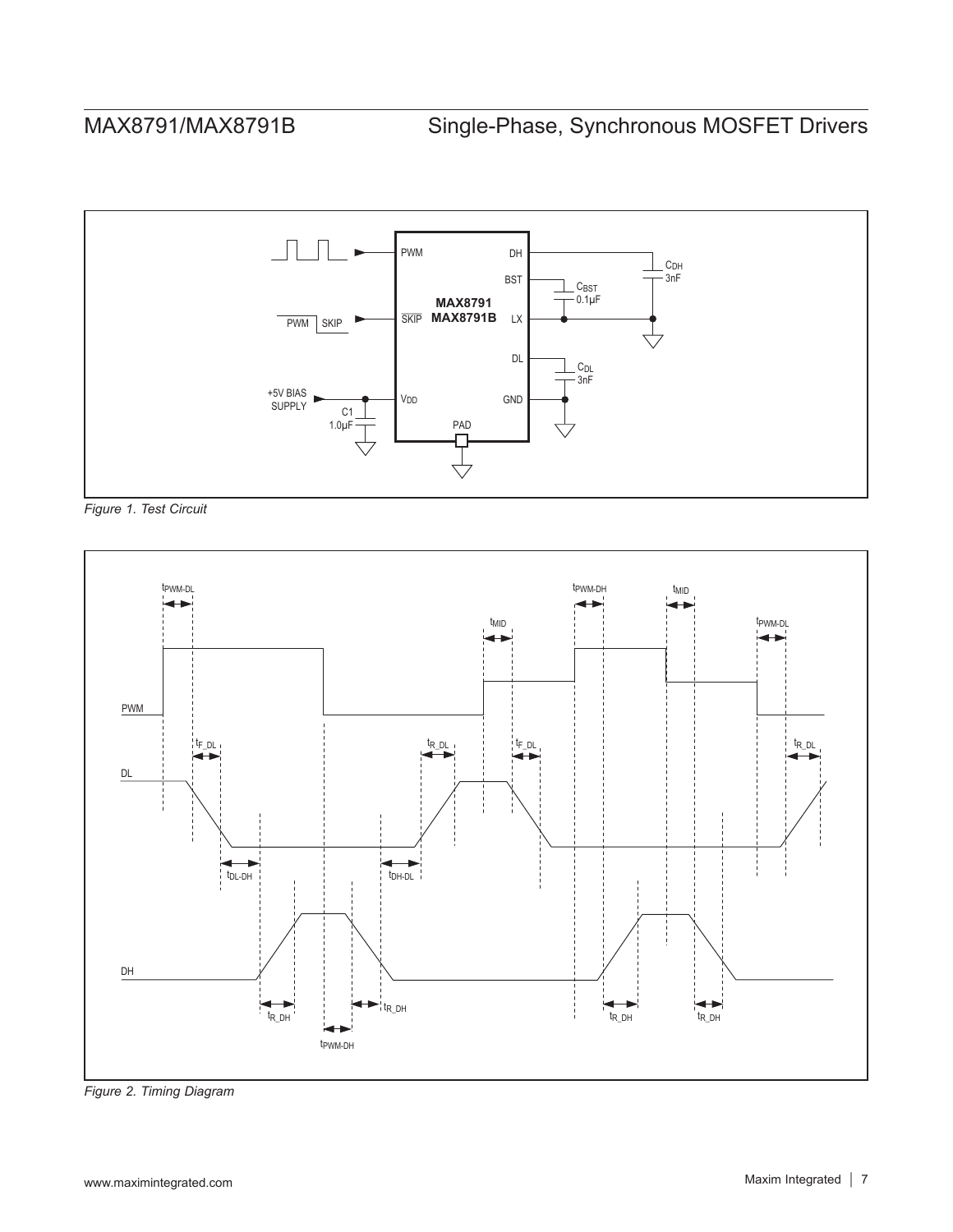*Figure 1. Test Circuit*

*Figure 2. Timing Diagram*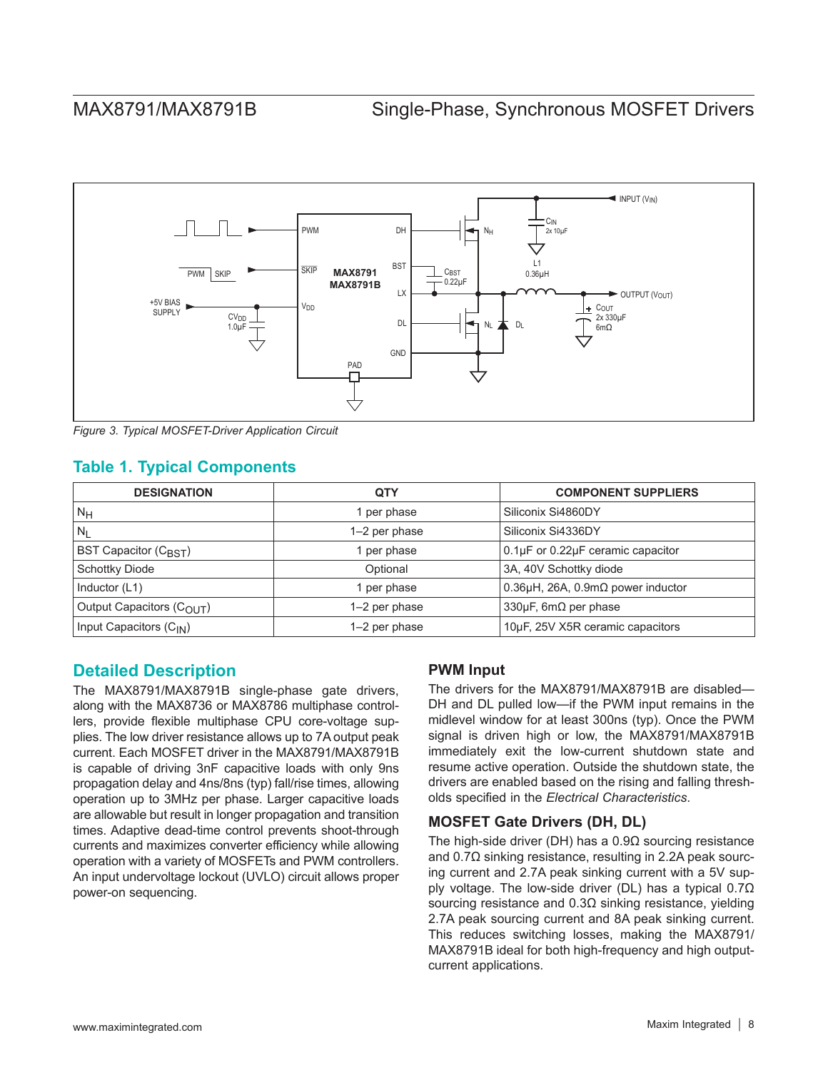Figure 3. Typical MOSFET-Driver Application Circuit

## Table 1. Typical Components

| DESIGNATION | QTY | COMPONENT SUPPLIERS |
|---|---|---|
| $N_H$ | 1 per phase | Siliconix Si4860DY |
| $N_L$ | 1–2 per phase | Siliconix Si4336DY |
| BST Capacitor ($C_{BST}$) | 1 per phase | 0.1µF or 0.22µF ceramic capacitor |
| Schottky Diode | Optional | 3A, 40V Schottky diode |
| Inductor (L1) | 1 per phase | 0.36µH, 26A, 0.9mΩ power inductor |
| Output Capacitors ($C_{OUT}$) | 1–2 per phase | 330µF, 6mΩ per phase |
| Input Capacitors ($C_{IN}$) | 1–2 per phase | 10µF, 25V X5R ceramic capacitors |

## Detailed Description

The MAX8791/MAX8791B single-phase gate drivers, along with the MAX8736 or MAX8786 multiphase controllers, provide flexible multiphase CPU core-voltage supplies. The low driver resistance allows up to 7A output peak current. Each MOSFET driver in the MAX8791/MAX8791B is capable of driving 3nF capacitive loads with only 9ns propagation delay and 4ns/8ns (typ) fall/rise times, allowing operation up to 3MHz per phase. Larger capacitive loads are allowable but result in longer propagation and transition times. Adaptive dead-time control prevents shoot-through currents and maximizes converter efficiency while allowing operation with a variety of MOSFETs and PWM controllers. An input undervoltage lockout (UVLO) circuit allows proper power-on sequencing.

### PWM Input

The drivers for the MAX8791/MAX8791B are disabled—DH and DL pulled low—if the PWM input remains in the midlevel window for at least 300ns (typ). Once the PWM signal is driven high or low, the MAX8791/MAX8791B immediately exit the low-current shutdown state and resume active operation. Outside the shutdown state, the drivers are enabled based on the rising and falling thresholds specified in the *Electrical Characteristics*.

### MOSFET Gate Drivers (DH, DL)

The high-side driver (DH) has a 0.9Ω sourcing resistance and 0.7Ω sinking resistance, resulting in 2.2A peak sourcing current and 2.7A peak sinking current with a 5V supply voltage. The low-side driver (DL) has a typical 0.7Ω sourcing resistance and 0.3Ω sinking resistance, yielding 2.7A peak sourcing current and 8A peak sinking current. This reduces switching losses, making the MAX8791/MAX8791B ideal for both high-frequency and high output-current applications.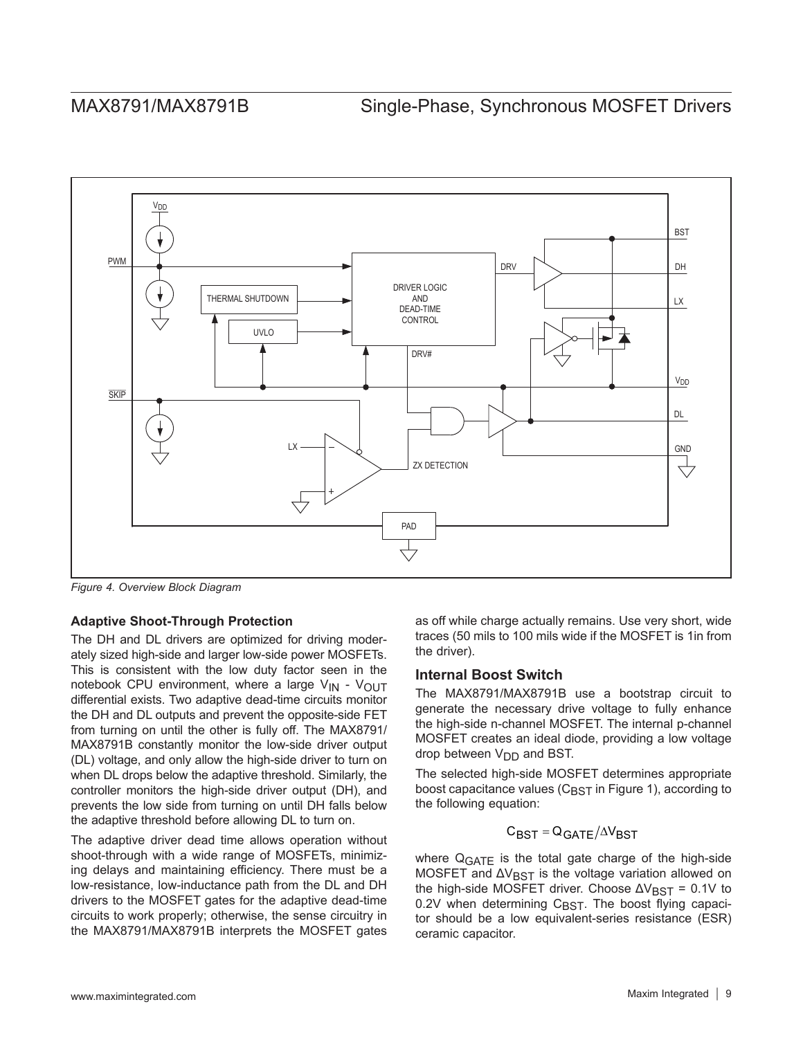Figure 4. Overview Block Diagram

### Adaptive Shoot-Through Protection

The DH and DL drivers are optimized for driving moderately sized high-side and larger low-side power MOSFETs. This is consistent with the low duty factor seen in the notebook CPU environment, where a large $V_{IN}$ - $V_{OUT}$ differential exists. Two adaptive dead-time circuits monitor the DH and DL outputs and prevent the opposite-side FET from turning on until the other is fully off. The MAX8791/MAX8791B constantly monitor the low-side driver output (DL) voltage, and only allow the high-side driver to turn on when DL drops below the adaptive threshold. Similarly, the controller monitors the high-side driver output (DH), and prevents the low side from turning on until DH falls below the adaptive threshold before allowing DL to turn on.

The adaptive driver dead time allows operation without shoot-through with a wide range of MOSFETs, minimizing delays and maintaining efficiency. There must be a low-resistance, low-inductance path from the DL and DH drivers to the MOSFET gates for the adaptive dead-time circuits to work properly; otherwise, the sense circuitry in the MAX8791/MAX8791B interprets the MOSFET gates as off while charge actually remains. Use very short, wide traces (50 mils to 100 mils wide if the MOSFET is 1in from the driver).

### Internal Boost Switch

The MAX8791/MAX8791B use a bootstrap circuit to generate the necessary drive voltage to fully enhance the high-side n-channel MOSFET. The internal p-channel MOSFET creates an ideal diode, providing a low voltage drop between $V_{DD}$ and BST.

The selected high-side MOSFET determines appropriate boost capacitance values ($C_{BST}$ in Figure 1), according to the following equation:

$$C_{BST} = Q_{GATE}/\Delta V_{BST}$$

where $Q_{GATE}$ is the total gate charge of the high-side MOSFET and $\Delta V_{BST}$ is the voltage variation allowed on the high-side MOSFET driver. Choose $\Delta V_{BST}$ = 0.1V to 0.2V when determining $C_{BST}$. The boost flying capacitor should be a low equivalent-series resistance (ESR) ceramic capacitor.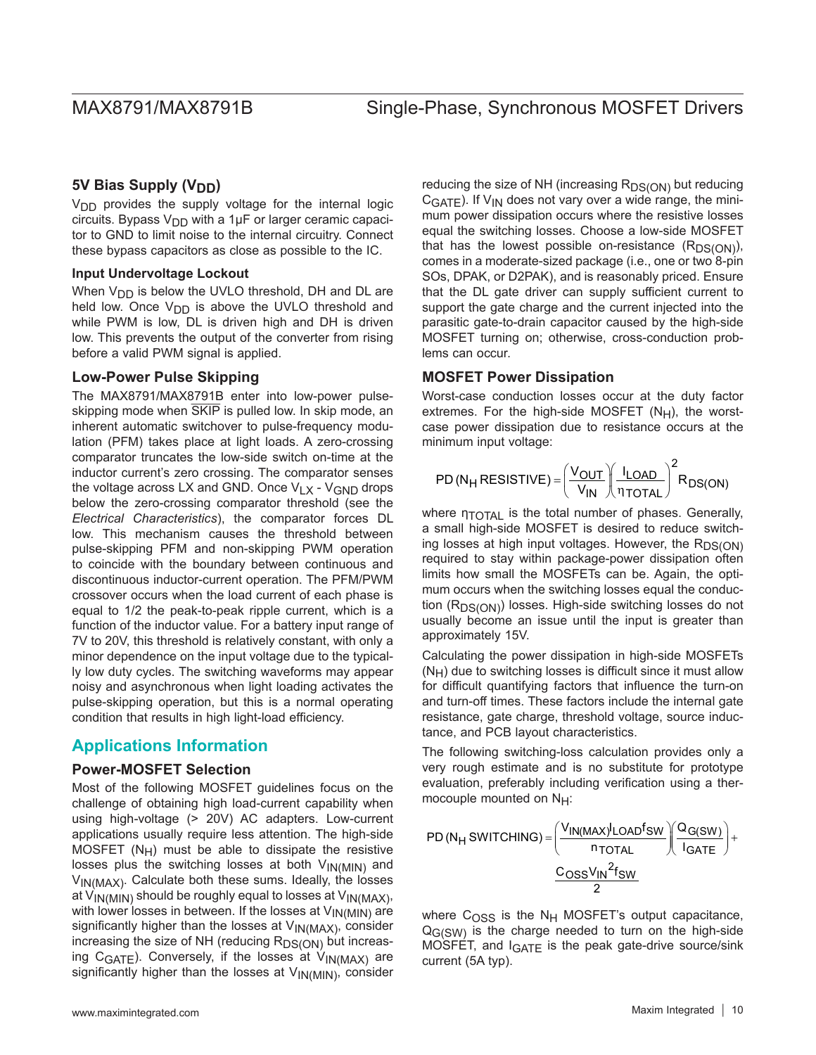### 5V Bias Supply ($V_{DD}$)

$V_{DD}$ provides the supply voltage for the internal logic circuits. Bypass $V_{DD}$ with a 1µF or larger ceramic capacitor to GND to limit noise to the internal circuitry. Connect these bypass capacitors as close as possible to the IC.

#### Input Undervoltage Lockout

When $V_{DD}$ is below the UVLO threshold, DH and DL are held low. Once $V_{DD}$ is above the UVLO threshold and while PWM is low, DL is driven high and DH is driven low. This prevents the output of the converter from rising before a valid PWM signal is applied.

### Low-Power Pulse Skipping

The MAX8791/MAX8791B enter into low-power pulse-skipping mode when $\overline{SKIP}$ is pulled low. In skip mode, an inherent automatic switchover to pulse-frequency modulation (PFM) takes place at light loads. A zero-crossing comparator truncates the low-side switch on-time at the inductor current's zero crossing. The comparator senses the voltage across LX and GND. Once $V_{LX}$ - $V_{GND}$ drops below the zero-crossing comparator threshold (see the *Electrical Characteristics*), the comparator forces DL low. This mechanism causes the threshold between pulse-skipping PFM and non-skipping PWM operation to coincide with the boundary between continuous and discontinuous inductor-current operation. The PFM/PWM crossover occurs when the load current of each phase is equal to 1/2 the peak-to-peak ripple current, which is a function of the inductor value. For a battery input range of 7V to 20V, this threshold is relatively constant, with only a minor dependence on the input voltage due to the typically low duty cycles. The switching waveforms may appear noisy and asynchronous when light loading activates the pulse-skipping operation, but this is a normal operating condition that results in high light-load efficiency.

## Applications Information

### Power-MOSFET Selection

Most of the following MOSFET guidelines focus on the challenge of obtaining high load-current capability when using high-voltage (> 20V) AC adapters. Low-current applications usually require less attention. The high-side MOSFET ($N_H$) must be able to dissipate the resistive losses plus the switching losses at both $V_{IN(MIN)}$ and $V_{IN(MAX)}$. Calculate both these sums. Ideally, the losses at $V_{IN(MIN)}$ should be roughly equal to losses at $V_{IN(MAX)}$, with lower losses in between. If the losses at $V_{IN(MIN)}$ are significantly higher than the losses at $V_{IN(MAX)}$, consider increasing the size of NH (reducing $R_{DS(ON)}$ but increasing $C_{GATE}$). Conversely, if the losses at $V_{IN(MAX)}$ are significantly higher than the losses at $V_{IN(MIN)}$, consider reducing the size of NH (increasing $R_{DS(ON)}$ but reducing $C_{GATE}$). If $V_{IN}$ does not vary over a wide range, the minimum power dissipation occurs where the resistive losses equal the switching losses. Choose a low-side MOSFET that has the lowest possible on-resistance ($R_{DS(ON)}$), comes in a moderate-sized package (i.e., one or two 8-pin SOs, DPAK, or D2PAK), and is reasonably priced. Ensure that the DL gate driver can supply sufficient current to support the gate charge and the current injected into the parasitic gate-to-drain capacitor caused by the high-side MOSFET turning on; otherwise, cross-conduction problems can occur.

### MOSFET Power Dissipation

Worst-case conduction losses occur at the duty factor extremes. For the high-side MOSFET ($N_H$), the worst-case power dissipation due to resistance occurs at the minimum input voltage:

$$PD\,(N_H\ \text{RESISTIVE}) = \left(\frac{V_{OUT}}{V_{IN}}\right)\left(\frac{I_{LOAD}}{\eta_{TOTAL}}\right)^2 R_{DS(ON)}$$

where $\eta_{TOTAL}$ is the total number of phases. Generally, a small high-side MOSFET is desired to reduce switching losses at high input voltages. However, the $R_{DS(ON)}$ required to stay within package-power dissipation often limits how small the MOSFETs can be. Again, the optimum occurs when the switching losses equal the conduction ($R_{DS(ON)}$) losses. High-side switching losses do not usually become an issue until the input is greater than approximately 15V.

Calculating the power dissipation in high-side MOSFETs ($N_H$) due to switching losses is difficult since it must allow for difficult quantifying factors that influence the turn-on and turn-off times. These factors include the internal gate resistance, gate charge, threshold voltage, source inductance, and PCB layout characteristics.

The following switching-loss calculation provides only a very rough estimate and is no substitute for prototype evaluation, preferably including verification using a thermocouple mounted on $N_H$:

$$PD\,(N_H\ \text{SWITCHING}) = \left(\frac{V_{IN(MAX)} I_{LOAD} f_{SW}}{n_{TOTAL}}\right)\left(\frac{Q_{G(SW)}}{I_{GATE}}\right) + \frac{C_{OSS} V_{IN}^2 f_{SW}}{2}$$

where $C_{OSS}$ is the $N_H$ MOSFET's output capacitance, $Q_{G(SW)}$ is the charge needed to turn on the high-side MOSFET, and $I_{GATE}$ is the peak gate-drive source/sink current (5A typ).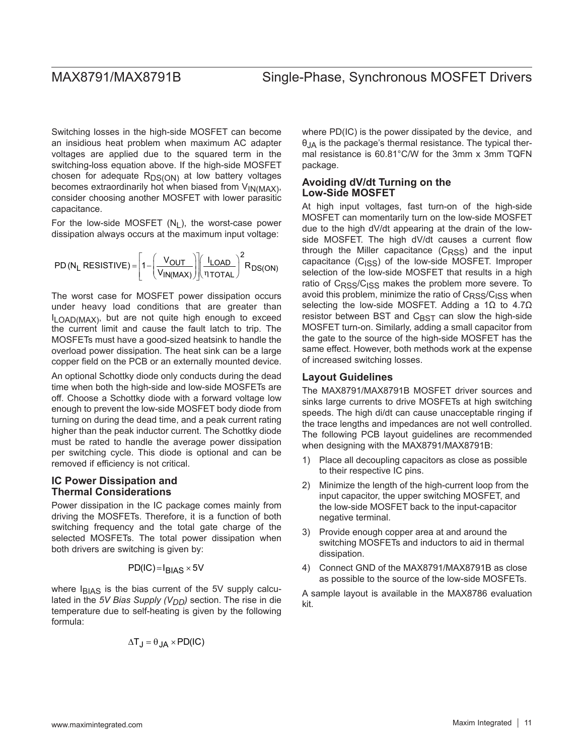Switching losses in the high-side MOSFET can become an insidious heat problem when maximum AC adapter voltages are applied due to the squared term in the switching-loss equation above. If the high-side MOSFET chosen for adequate $R_{DS(ON)}$ at low battery voltages becomes extraordinarily hot when biased from $V_{IN(MAX)}$, consider choosing another MOSFET with lower parasitic capacitance.

For the low-side MOSFET ($N_L$), the worst-case power dissipation always occurs at the maximum input voltage:

$$PD\,(N_L\ RESISTIVE) = \left[1 - \left(\frac{V_{OUT}}{V_{IN(MAX)}}\right)\right]\left(\frac{I_{LOAD}}{\eta_{TOTAL}}\right)^2 R_{DS(ON)}$$

The worst case for MOSFET power dissipation occurs under heavy load conditions that are greater than $I_{LOAD(MAX)}$, but are not quite high enough to exceed the current limit and cause the fault latch to trip. The MOSFETs must have a good-sized heatsink to handle the overload power dissipation. The heat sink can be a large copper field on the PCB or an externally mounted device.

An optional Schottky diode only conducts during the dead time when both the high-side and low-side MOSFETs are off. Choose a Schottky diode with a forward voltage low enough to prevent the low-side MOSFET body diode from turning on during the dead time, and a peak current rating higher than the peak inductor current. The Schottky diode must be rated to handle the average power dissipation per switching cycle. This diode is optional and can be removed if efficiency is not critical.

## IC Power Dissipation and Thermal Considerations

Power dissipation in the IC package comes mainly from driving the MOSFETs. Therefore, it is a function of both switching frequency and the total gate charge of the selected MOSFETs. The total power dissipation when both drivers are switching is given by:

$$PD(IC) = I_{BIAS} \times 5V$$

where $I_{BIAS}$ is the bias current of the 5V supply calculated in the *5V Bias Supply ($V_{DD}$)* section. The rise in die temperature due to self-heating is given by the following formula:

$$\Delta T_J = \theta_{JA} \times PD(IC)$$

where PD(IC) is the power dissipated by the device, and $\theta_{JA}$ is the package's thermal resistance. The typical thermal resistance is 60.81°C/W for the 3mm x 3mm TQFN package.

## Avoiding dV/dt Turning on the Low-Side MOSFET

At high input voltages, fast turn-on of the high-side MOSFET can momentarily turn on the low-side MOSFET due to the high dV/dt appearing at the drain of the low-side MOSFET. The high dV/dt causes a current flow through the Miller capacitance ($C_{RSS}$) and the input capacitance ($C_{ISS}$) of the low-side MOSFET. Improper selection of the low-side MOSFET that results in a high ratio of $C_{RSS}/C_{ISS}$ makes the problem more severe. To avoid this problem, minimize the ratio of $C_{RSS}/C_{ISS}$ when selecting the low-side MOSFET. Adding a 1Ω to 4.7Ω resistor between BST and $C_{BST}$ can slow the high-side MOSFET turn-on. Similarly, adding a small capacitor from the gate to the source of the high-side MOSFET has the same effect. However, both methods work at the expense of increased switching losses.

## Layout Guidelines

The MAX8791/MAX8791B MOSFET driver sources and sinks large currents to drive MOSFETs at high switching speeds. The high di/dt can cause unacceptable ringing if the trace lengths and impedances are not well controlled. The following PCB layout guidelines are recommended when designing with the MAX8791/MAX8791B:

1) Place all decoupling capacitors as close as possible to their respective IC pins.
2) Minimize the length of the high-current loop from the input capacitor, the upper switching MOSFET, and the low-side MOSFET back to the input-capacitor negative terminal.
3) Provide enough copper area at and around the switching MOSFETs and inductors to aid in thermal dissipation.
4) Connect GND of the MAX8791/MAX8791B as close as possible to the source of the low-side MOSFETs.

A sample layout is available in the MAX8786 evaluation kit.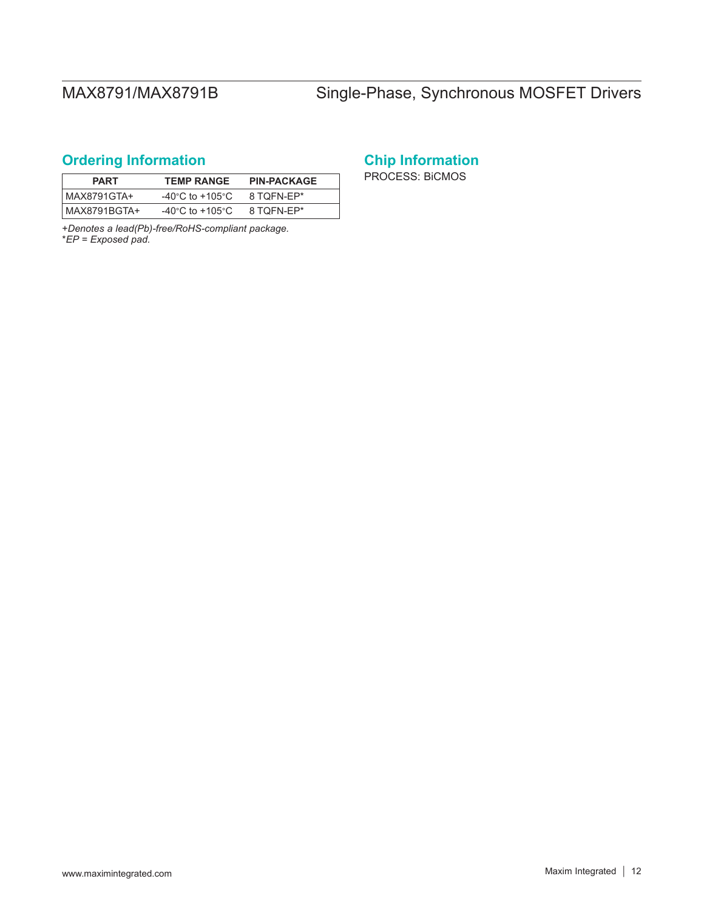## Ordering Information

| PART | TEMP RANGE | PIN-PACKAGE |
|---|---|---|
| MAX8791GTA+ | -40°C to +105°C | 8 TQFN-EP* |
| MAX8791BGTA+ | -40°C to +105°C | 8 TQFN-EP* |

*+Denotes a lead(Pb)-free/RoHS-compliant package.*
*\*EP = Exposed pad.*

## Chip Information

PROCESS: BiCMOS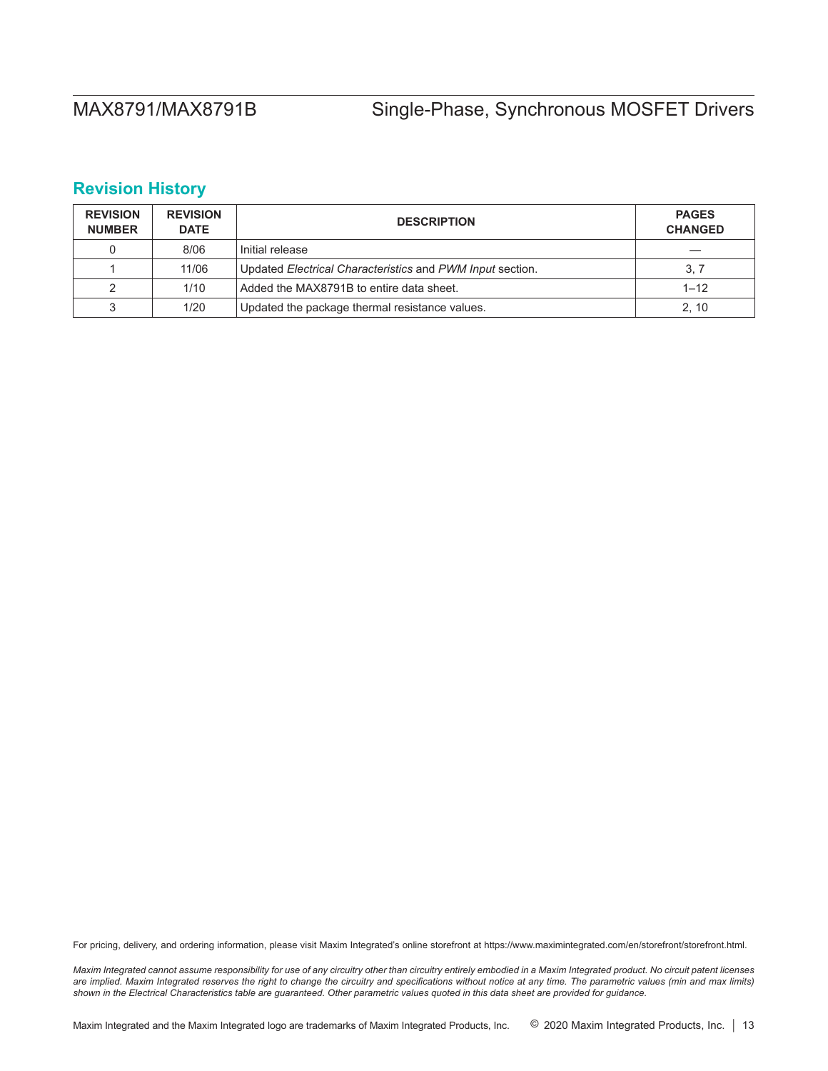## Revision History

| REVISION NUMBER | REVISION DATE | DESCRIPTION | PAGES CHANGED |
|---|---|---|---|
| 0 | 8/06 | Initial release | — |
| 1 | 11/06 | Updated *Electrical Characteristics* and *PWM Input* section. | 3, 7 |
| 2 | 1/10 | Added the MAX8791B to entire data sheet. | 1–12 |
| 3 | 1/20 | Updated the package thermal resistance values. | 2, 10 |

For pricing, delivery, and ordering information, please visit Maxim Integrated's online storefront at https://www.maximintegrated.com/en/storefront/storefront.html.

*Maxim Integrated cannot assume responsibility for use of any circuitry other than circuitry entirely embodied in a Maxim Integrated product. No circuit patent licenses are implied. Maxim Integrated reserves the right to change the circuitry and specifications without notice at any time. The parametric values (min and max limits) shown in the Electrical Characteristics table are guaranteed. Other parametric values quoted in this data sheet are provided for guidance.*

Maxim Integrated and the Maxim Integrated logo are trademarks of Maxim Integrated Products, Inc. © 2020 Maxim Integrated Products, Inc.